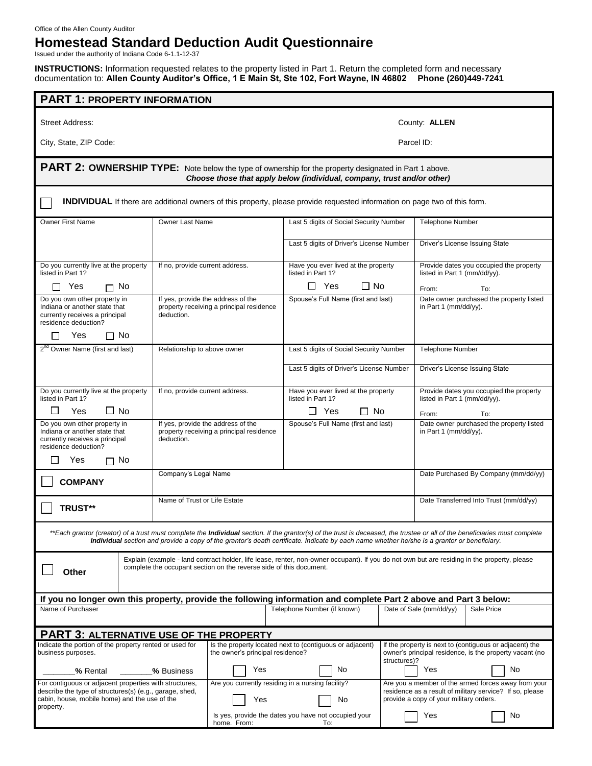Office of the Allen County Auditor

# Homestead Standard Deduction Audit Questionnaire

Issued under the authority of Indiana Code 6-1.1-12-37

**INSTRUCTIONS:** Information requested relates to the property listed in Part 1. Return the completed form and necessary documentation to: **Allen County Auditor's Office, 1 E Main St, Ste 102, Fort Wayne, IN 46802 Phone (260)449-7241**

## PART 1: PROPERTY INFORMATION

| | |
|---|---|
| Street Address: | County: **ALLEN** |
| City, State, ZIP Code: | Parcel ID: |

## PART 2: OWNERSHIP TYPE:

Note below the type of ownership for the property designated in Part 1 above. ***Choose those that apply below (individual, company, trust and/or other)***

☐ **INDIVIDUAL** If there are additional owners of this property, please provide requested information on page two of this form.

| Owner First Name | Owner Last Name | Last 5 digits of Social Security Number | Telephone Number |
|---|---|---|---|
| | | Last 5 digits of Driver's License Number | Driver's License Issuing State |
| Do you currently live at the property listed in Part 1? ☐ Yes ☐ No | If no, provide current address. | Have you ever lived at the property listed in Part 1? ☐ Yes ☐ No | Provide dates you occupied the property listed in Part 1 (mm/dd/yy). From: To: |
| Do you own other property in Indiana or another state that currently receives a principal residence deduction? ☐ Yes ☐ No | If yes, provide the address of the property receiving a principal residence deduction. | Spouse's Full Name (first and last) | Date owner purchased the property listed in Part 1 (mm/dd/yy). |
| 2nd Owner Name (first and last) | Relationship to above owner | Last 5 digits of Social Security Number | Telephone Number |
| | | Last 5 digits of Driver's License Number | Driver's License Issuing State |
| Do you currently live at the property listed in Part 1? ☐ Yes ☐ No | If no, provide current address. | Have you ever lived at the property listed in Part 1? ☐ Yes ☐ No | Provide dates you occupied the property listed in Part 1 (mm/dd/yy). From: To: |
| Do you own other property in Indiana or another state that currently receives a principal residence deduction? ☐ Yes ☐ No | If yes, provide the address of the property receiving a principal residence deduction. | Spouse's Full Name (first and last) | Date owner purchased the property listed in Part 1 (mm/dd/yy). |

| | | |
|---|---|---|
| ☐ **COMPANY** | Company's Legal Name | Date Purchased By Company (mm/dd/yy) |
| ☐ **TRUST\*\*** | Name of Trust or Life Estate | Date Transferred Into Trust (mm/dd/yy) |

*\*\*Each grantor (creator) of a trust must complete the **Individual** section. If the grantor(s) of the trust is deceased, the trustee or all of the beneficiaries must complete **Individual** section and provide a copy of the grantor's death certificate. Indicate by each name whether he/she is a grantor or beneficiary.*

☐ **Other** — Explain (example - land contract holder, life lease, renter, non-owner occupant). If you do not own but are residing in the property, please complete the occupant section on the reverse side of this document.

**If you no longer own this property, provide the following information and complete Part 2 above and Part 3 below:**

| Name of Purchaser | Telephone Number (if known) | Date of Sale (mm/dd/yy) | Sale Price |
|---|---|---|---|
| | | | |

## PART 3: ALTERNATIVE USE OF THE PROPERTY

| | | |
|---|---|---|
| Indicate the portion of the property rented or used for business purposes. _______% Rental _______% Business | Is the property located next to (contiguous or adjacent) the owner's principal residence? ☐ Yes ☐ No | If the property is next to (contiguous or adjacent) the owner's principal residence, is the property vacant (no structures)? ☐ Yes ☐ No |
| For contiguous or adjacent properties with structures, describe the type of structure(s) (e.g., garage, shed, cabin, house, mobile home) and the use of the property. | Are you currently residing in a nursing facility? ☐ Yes ☐ No<br>Is yes, provide the dates you have not occupied your home. From: To: | Are you a member of the armed forces away from your residence as a result of military service? If so, please provide a copy of your military orders. ☐ Yes ☐ No |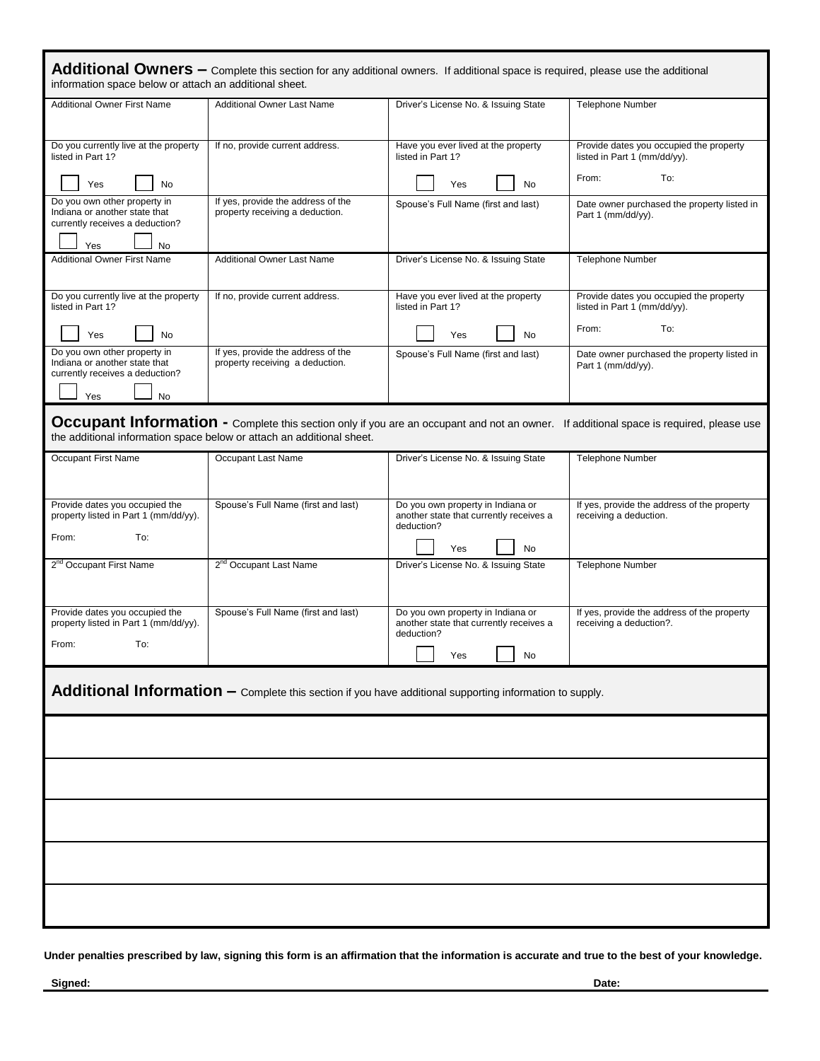## Additional Owners – Complete this section for any additional owners. If additional space is required, please use the additional information space below or attach an additional sheet.

| Additional Owner First Name | Additional Owner Last Name | Driver's License No. & Issuing State | Telephone Number |
|---|---|---|---|
| Do you currently live at the property listed in Part 1? ☐ Yes ☐ No | If no, provide current address. | Have you ever lived at the property listed in Part 1? ☐ Yes ☐ No | Provide dates you occupied the property listed in Part 1 (mm/dd/yy). From: To: |
| Do you own other property in Indiana or another state that currently receives a deduction? ☐ Yes ☐ No | If yes, provide the address of the property receiving a deduction. | Spouse's Full Name (first and last) | Date owner purchased the property listed in Part 1 (mm/dd/yy). |
| Additional Owner First Name | Additional Owner Last Name | Driver's License No. & Issuing State | Telephone Number |
| Do you currently live at the property listed in Part 1? ☐ Yes ☐ No | If no, provide current address. | Have you ever lived at the property listed in Part 1? ☐ Yes ☐ No | Provide dates you occupied the property listed in Part 1 (mm/dd/yy). From: To: |
| Do you own other property in Indiana or another state that currently receives a deduction? ☐ Yes ☐ No | If yes, provide the address of the property receiving a deduction. | Spouse's Full Name (first and last) | Date owner purchased the property listed in Part 1 (mm/dd/yy). |

## Occupant Information - Complete this section only if you are an occupant and not an owner. If additional space is required, please use the additional information space below or attach an additional sheet.

| Occupant First Name | Occupant Last Name | Driver's License No. & Issuing State | Telephone Number |
|---|---|---|---|
| Provide dates you occupied the property listed in Part 1 (mm/dd/yy). From: To: | Spouse's Full Name (first and last) | Do you own property in Indiana or another state that currently receives a deduction? ☐ Yes ☐ No | If yes, provide the address of the property receiving a deduction. |
| 2nd Occupant First Name | 2nd Occupant Last Name | Driver's License No. & Issuing State | Telephone Number |
| Provide dates you occupied the property listed in Part 1 (mm/dd/yy). From: To: | Spouse's Full Name (first and last) | Do you own property in Indiana or another state that currently receives a deduction? ☐ Yes ☐ No | If yes, provide the address of the property receiving a deduction?. |

## Additional Information – Complete this section if you have additional supporting information to supply.

**Under penalties prescribed by law, signing this form is an affirmation that the information is accurate and true to the best of your knowledge.**

**Signed:** **Date:**